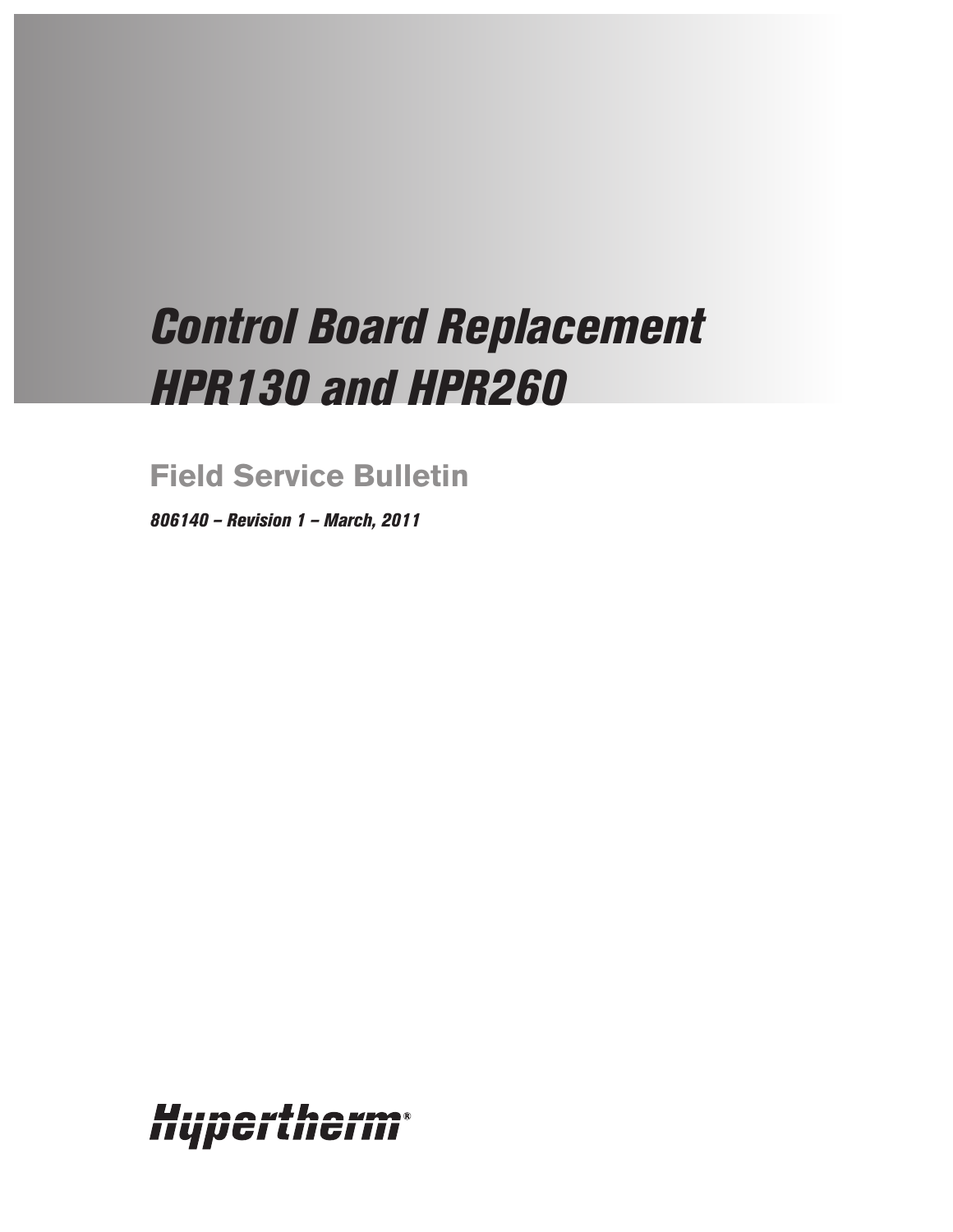# *Control Board Replacement HPR130 and HPR260*

## Field Service Bulletin

***806140 – Revision 1 – March, 2011***

Hypertherm®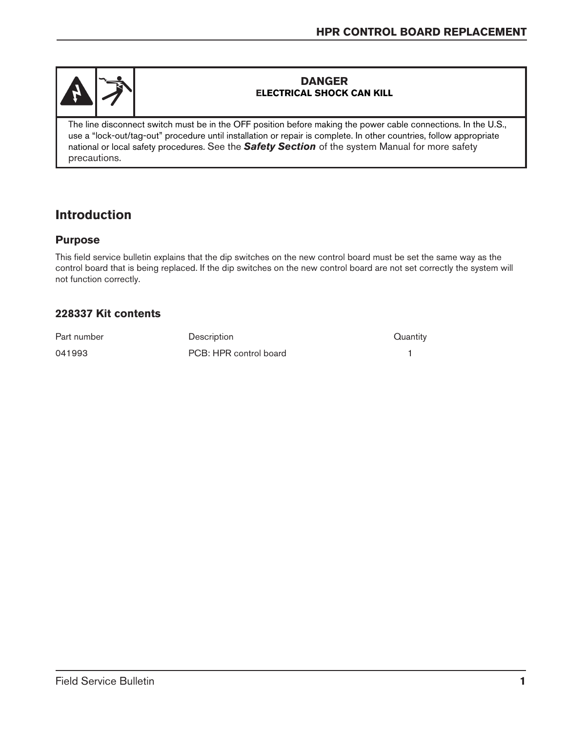**DANGER**
**ELECTRICAL SHOCK CAN KILL**

The line disconnect switch must be in the OFF position before making the power cable connections. In the U.S., use a "lock-out/tag-out" procedure until installation or repair is complete. In other countries, follow appropriate national or local safety procedures. See the ***Safety Section*** of the system Manual for more safety precautions.

## Introduction

### Purpose

This field service bulletin explains that the dip switches on the new control board must be set the same way as the control board that is being replaced. If the dip switches on the new control board are not set correctly the system will not function correctly.

### 228337 Kit contents

| Part number | Description | Quantity |
|---|---|---|
| 041993 | PCB: HPR control board | 1 |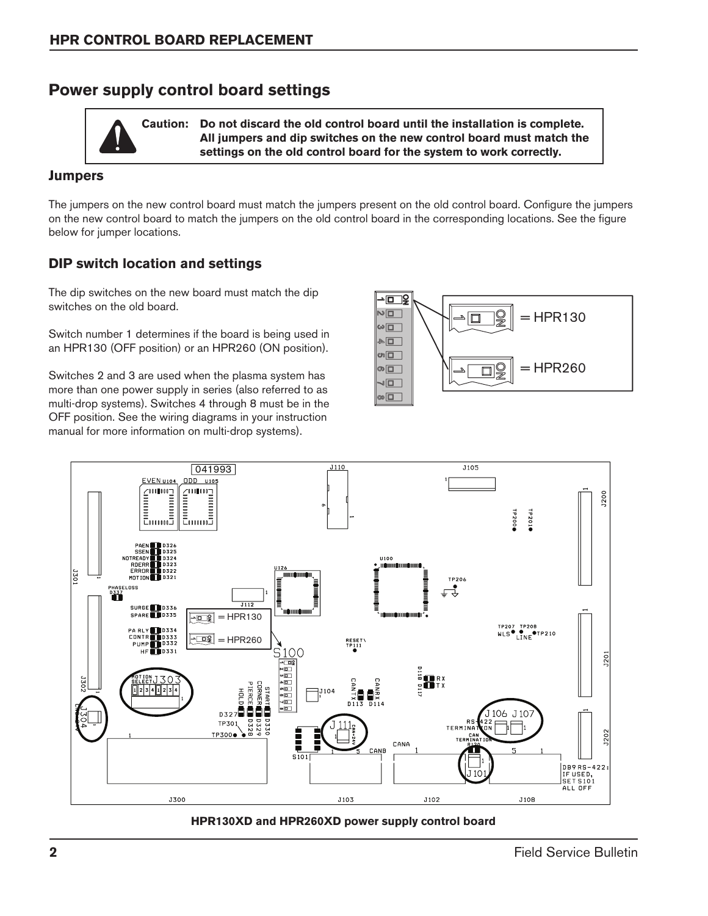## Power supply control board settings

> **Caution:** **Do not discard the old control board until the installation is complete. All jumpers and dip switches on the new control board must match the settings on the old control board for the system to work correctly.**

### Jumpers

The jumpers on the new control board must match the jumpers present on the old control board. Configure the jumpers on the new control board to match the jumpers on the old control board in the corresponding locations. See the figure below for jumper locations.

### DIP switch location and settings

The dip switches on the new board must match the dip switches on the old board.

Switch number 1 determines if the board is being used in an HPR130 (OFF position) or an HPR260 (ON position).

Switches 2 and 3 are used when the plasma system has more than one power supply in series (also referred to as multi-drop systems). Switches 4 through 8 must be in the OFF position. See the wiring diagrams in your instruction manual for more information on multi-drop systems).

= HPR130

= HPR260

**HPR130XD and HPR260XD power supply control board**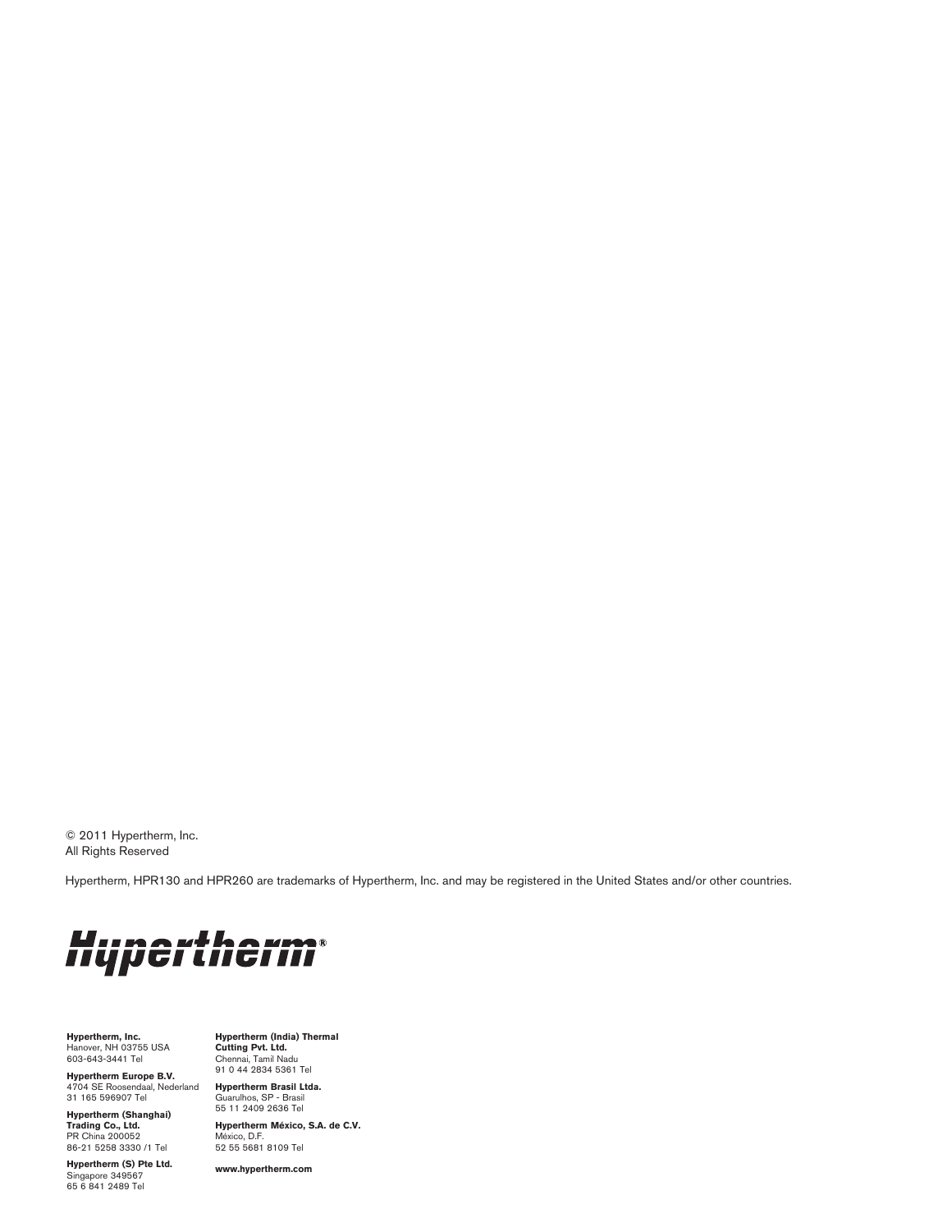© 2011 Hypertherm, Inc.
All Rights Reserved

Hypertherm, HPR130 and HPR260 are trademarks of Hypertherm, Inc. and may be registered in the United States and/or other countries.

Hypertherm®

**Hypertherm, Inc.**
Hanover, NH 03755 USA
603-643-3441 Tel

**Hypertherm Europe B.V.**
4704 SE Roosendaal, Nederland
31 165 596907 Tel

**Hypertherm (Shanghai) Trading Co., Ltd.**
PR China 200052
86-21 5258 3330 /1 Tel

**Hypertherm (S) Pte Ltd.**
Singapore 349567
65 6 841 2489 Tel

**Hypertherm (India) Thermal Cutting Pvt. Ltd.**
Chennai, Tamil Nadu
91 0 44 2834 5361 Tel

**Hypertherm Brasil Ltda.**
Guarulhos, SP - Brasil
55 11 2409 2636 Tel

**Hypertherm México, S.A. de C.V.**
México, D.F.
52 55 5681 8109 Tel

**www.hypertherm.com**